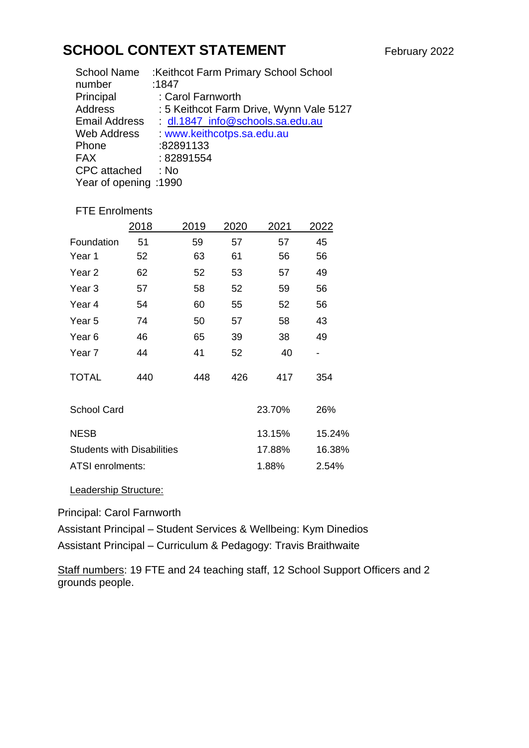# SCHOOL CONTEXT STATEMENT

February 2022

School Name :Keithcot Farm Primary School School number :1847
Principal : Carol Farnworth
Address : 5 Keithcot Farm Drive, Wynn Vale 5127
Email Address : dl.1847_info@schools.sa.edu.au
Web Address : www.keithcotps.sa.edu.au
Phone :82891133
FAX : 82891554
CPC attached : No
Year of opening :1990

FTE Enrolments

| | 2018 | 2019 | 2020 | 2021 | 2022 |
|---|---|---|---|---|---|
| Foundation | 51 | 59 | 57 | 57 | 45 |
| Year 1 | 52 | 63 | 61 | 56 | 56 |
| Year 2 | 62 | 52 | 53 | 57 | 49 |
| Year 3 | 57 | 58 | 52 | 59 | 56 |
| Year 4 | 54 | 60 | 55 | 52 | 56 |
| Year 5 | 74 | 50 | 57 | 58 | 43 |
| Year 6 | 46 | 65 | 39 | 38 | 49 |
| Year 7 | 44 | 41 | 52 | 40 | - |
| TOTAL | 440 | 448 | 426 | 417 | 354 |

| | 2021 | 2022 |
|---|---|---|
| School Card | 23.70% | 26% |
| NESB | 13.15% | 15.24% |
| Students with Disabilities | 17.88% | 16.38% |
| ATSI enrolments: | 1.88% | 2.54% |

Leadership Structure:

Principal: Carol Farnworth

Assistant Principal – Student Services & Wellbeing: Kym Dinedios

Assistant Principal – Curriculum & Pedagogy: Travis Braithwaite

Staff numbers: 19 FTE and 24 teaching staff, 12 School Support Officers and 2 grounds people.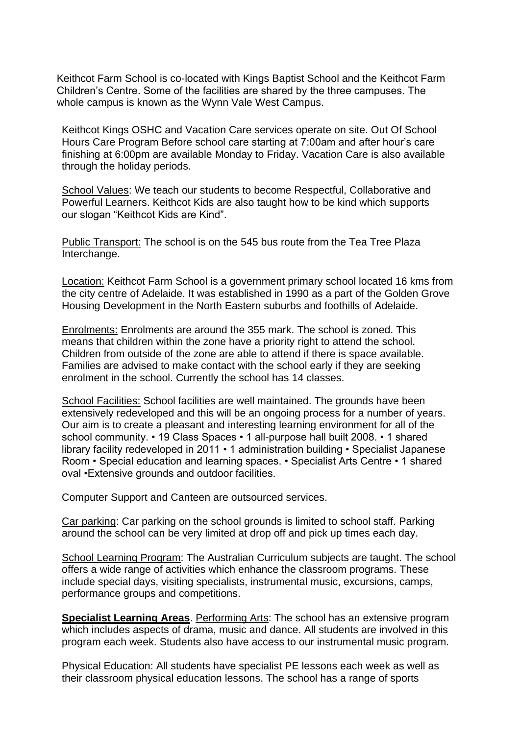Keithcot Farm School is co-located with Kings Baptist School and the Keithcot Farm Children's Centre. Some of the facilities are shared by the three campuses. The whole campus is known as the Wynn Vale West Campus.

Keithcot Kings OSHC and Vacation Care services operate on site. Out Of School Hours Care Program Before school care starting at 7:00am and after hour's care finishing at 6:00pm are available Monday to Friday. Vacation Care is also available through the holiday periods.

School Values: We teach our students to become Respectful, Collaborative and Powerful Learners. Keithcot Kids are also taught how to be kind which supports our slogan "Keithcot Kids are Kind".

Public Transport: The school is on the 545 bus route from the Tea Tree Plaza Interchange.

Location: Keithcot Farm School is a government primary school located 16 kms from the city centre of Adelaide. It was established in 1990 as a part of the Golden Grove Housing Development in the North Eastern suburbs and foothills of Adelaide.

Enrolments: Enrolments are around the 355 mark. The school is zoned. This means that children within the zone have a priority right to attend the school. Children from outside of the zone are able to attend if there is space available. Families are advised to make contact with the school early if they are seeking enrolment in the school. Currently the school has 14 classes.

School Facilities: School facilities are well maintained. The grounds have been extensively redeveloped and this will be an ongoing process for a number of years. Our aim is to create a pleasant and interesting learning environment for all of the school community. • 19 Class Spaces • 1 all-purpose hall built 2008. • 1 shared library facility redeveloped in 2011 • 1 administration building • Specialist Japanese Room • Special education and learning spaces. • Specialist Arts Centre • 1 shared oval •Extensive grounds and outdoor facilities.

Computer Support and Canteen are outsourced services.

Car parking: Car parking on the school grounds is limited to school staff. Parking around the school can be very limited at drop off and pick up times each day.

School Learning Program: The Australian Curriculum subjects are taught. The school offers a wide range of activities which enhance the classroom programs. These include special days, visiting specialists, instrumental music, excursions, camps, performance groups and competitions.

**Specialist Learning Areas**. Performing Arts: The school has an extensive program which includes aspects of drama, music and dance. All students are involved in this program each week. Students also have access to our instrumental music program.

Physical Education: All students have specialist PE lessons each week as well as their classroom physical education lessons. The school has a range of sports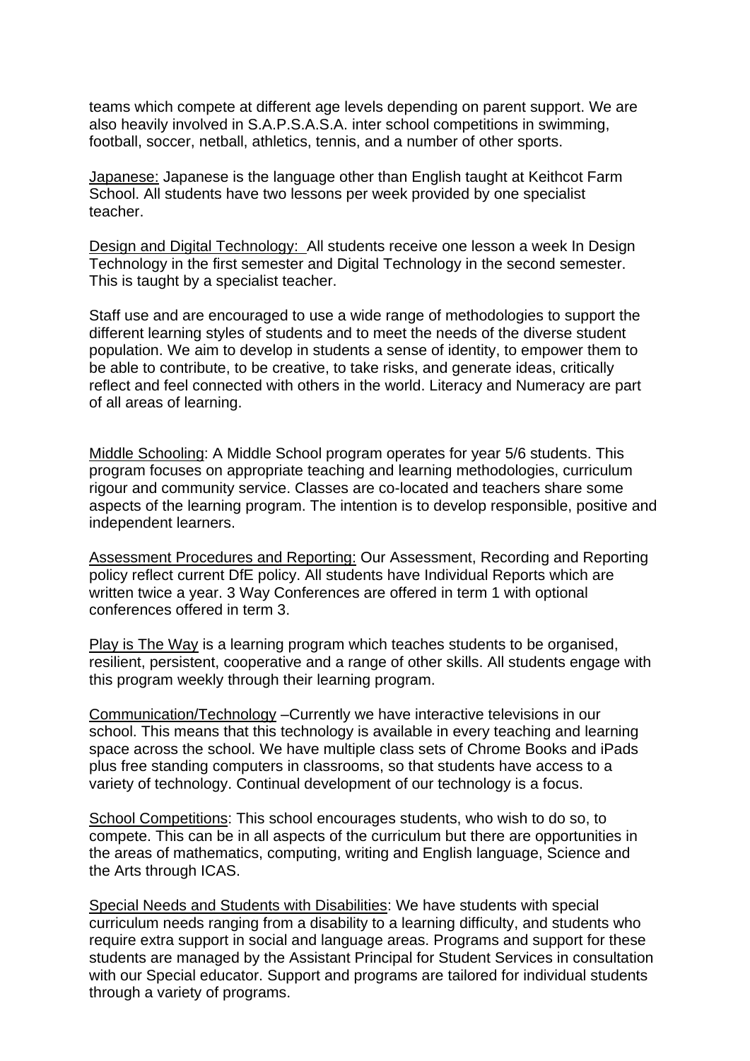teams which compete at different age levels depending on parent support. We are also heavily involved in S.A.P.S.A.S.A. inter school competitions in swimming, football, soccer, netball, athletics, tennis, and a number of other sports.

<u>Japanese:</u> Japanese is the language other than English taught at Keithcot Farm School. All students have two lessons per week provided by one specialist teacher.

<u>Design and Digital Technology:</u> All students receive one lesson a week In Design Technology in the first semester and Digital Technology in the second semester. This is taught by a specialist teacher.

Staff use and are encouraged to use a wide range of methodologies to support the different learning styles of students and to meet the needs of the diverse student population. We aim to develop in students a sense of identity, to empower them to be able to contribute, to be creative, to take risks, and generate ideas, critically reflect and feel connected with others in the world. Literacy and Numeracy are part of all areas of learning.

<u>Middle Schooling</u>: A Middle School program operates for year 5/6 students. This program focuses on appropriate teaching and learning methodologies, curriculum rigour and community service. Classes are co-located and teachers share some aspects of the learning program. The intention is to develop responsible, positive and independent learners.

<u>Assessment Procedures and Reporting:</u> Our Assessment, Recording and Reporting policy reflect current DfE policy. All students have Individual Reports which are written twice a year. 3 Way Conferences are offered in term 1 with optional conferences offered in term 3.

<u>Play is The Way</u> is a learning program which teaches students to be organised, resilient, persistent, cooperative and a range of other skills. All students engage with this program weekly through their learning program.

<u>Communication/Technology</u> –Currently we have interactive televisions in our school. This means that this technology is available in every teaching and learning space across the school. We have multiple class sets of Chrome Books and iPads plus free standing computers in classrooms, so that students have access to a variety of technology. Continual development of our technology is a focus.

<u>School Competitions</u>: This school encourages students, who wish to do so, to compete. This can be in all aspects of the curriculum but there are opportunities in the areas of mathematics, computing, writing and English language, Science and the Arts through ICAS.

<u>Special Needs and Students with Disabilities</u>: We have students with special curriculum needs ranging from a disability to a learning difficulty, and students who require extra support in social and language areas. Programs and support for these students are managed by the Assistant Principal for Student Services in consultation with our Special educator. Support and programs are tailored for individual students through a variety of programs.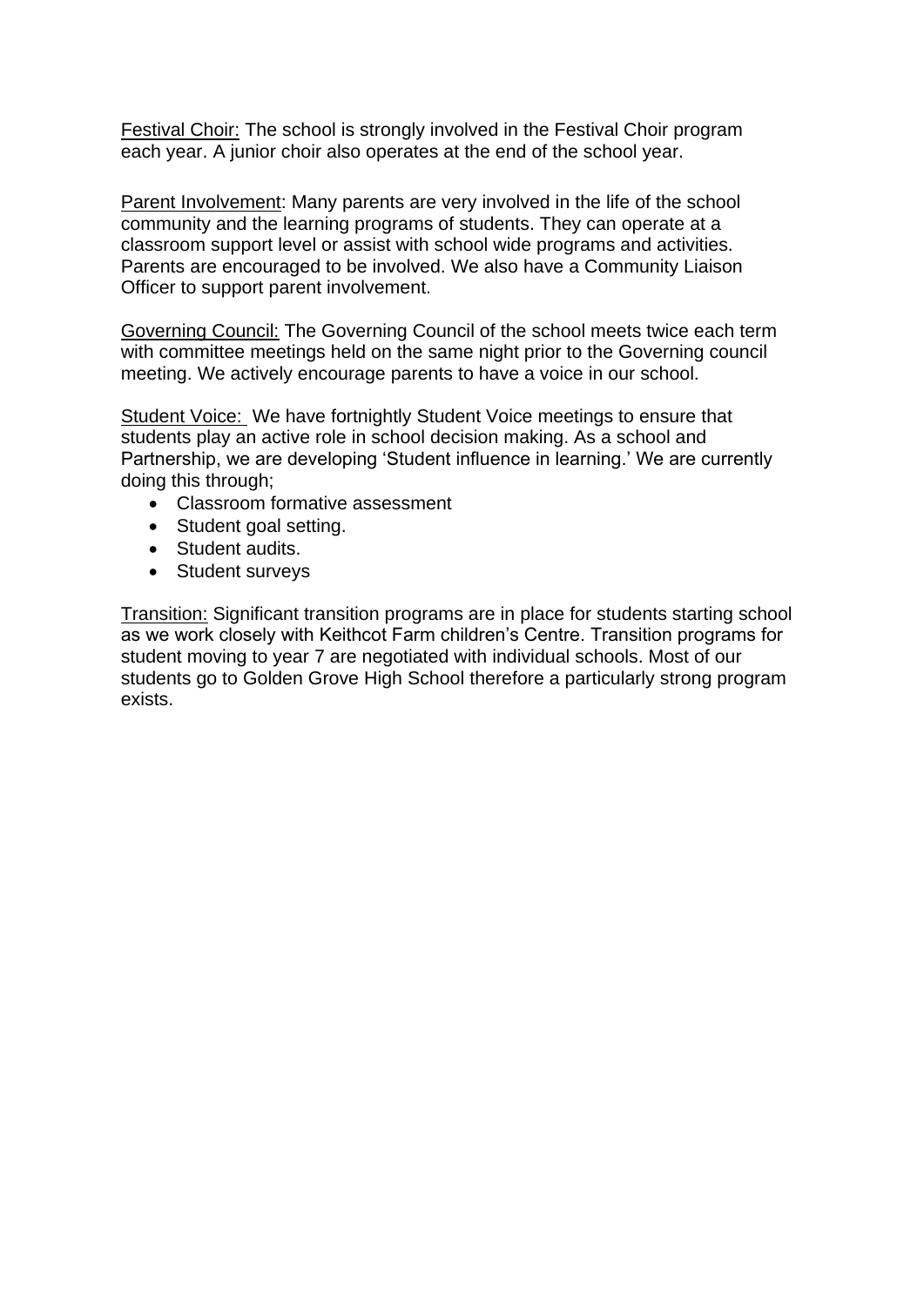Festival Choir: The school is strongly involved in the Festival Choir program each year. A junior choir also operates at the end of the school year.

Parent Involvement: Many parents are very involved in the life of the school community and the learning programs of students. They can operate at a classroom support level or assist with school wide programs and activities. Parents are encouraged to be involved. We also have a Community Liaison Officer to support parent involvement.

Governing Council: The Governing Council of the school meets twice each term with committee meetings held on the same night prior to the Governing council meeting. We actively encourage parents to have a voice in our school.

Student Voice: We have fortnightly Student Voice meetings to ensure that students play an active role in school decision making. As a school and Partnership, we are developing 'Student influence in learning.' We are currently doing this through;

- Classroom formative assessment
- Student goal setting.
- Student audits.
- Student surveys

Transition: Significant transition programs are in place for students starting school as we work closely with Keithcot Farm children's Centre. Transition programs for student moving to year 7 are negotiated with individual schools. Most of our students go to Golden Grove High School therefore a particularly strong program exists.